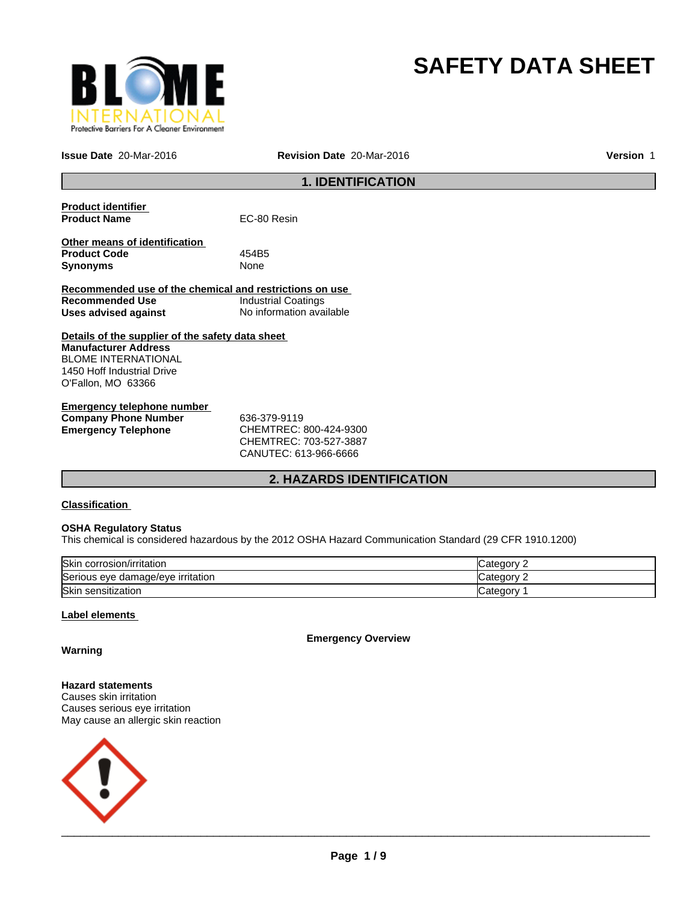# SAFETY DATA SHEET

**Issue Date** 20-Mar-2016 **Revision Date** 20-Mar-2016 **Version** 1

## 1. IDENTIFICATION

**Product identifier**

**Product Name** EC-80 Resin

**Other means of identification**

**Product Code** 454B5

**Synonyms** None

**Recommended use of the chemical and restrictions on use**

**Recommended Use** Industrial Coatings

**Uses advised against** No information available

**Details of the supplier of the safety data sheet**

**Manufacturer Address**
BLOME INTERNATIONAL
1450 Hoff Industrial Drive
O'Fallon, MO 63366

**Emergency telephone number**

**Company Phone Number** 636-379-9119

**Emergency Telephone** CHEMTREC: 800-424-9300
CHEMTREC: 703-527-3887
CANUTEC: 613-966-6666

## 2. HAZARDS IDENTIFICATION

**Classification**

**OSHA Regulatory Status**

This chemical is considered hazardous by the 2012 OSHA Hazard Communication Standard (29 CFR 1910.1200)

| | |
|---|---|
| Skin corrosion/irritation | Category 2 |
| Serious eye damage/eye irritation | Category 2 |
| Skin sensitization | Category 1 |

**Label elements**

**Emergency Overview**

**Warning**

**Hazard statements**

Causes skin irritation
Causes serious eye irritation
May cause an allergic skin reaction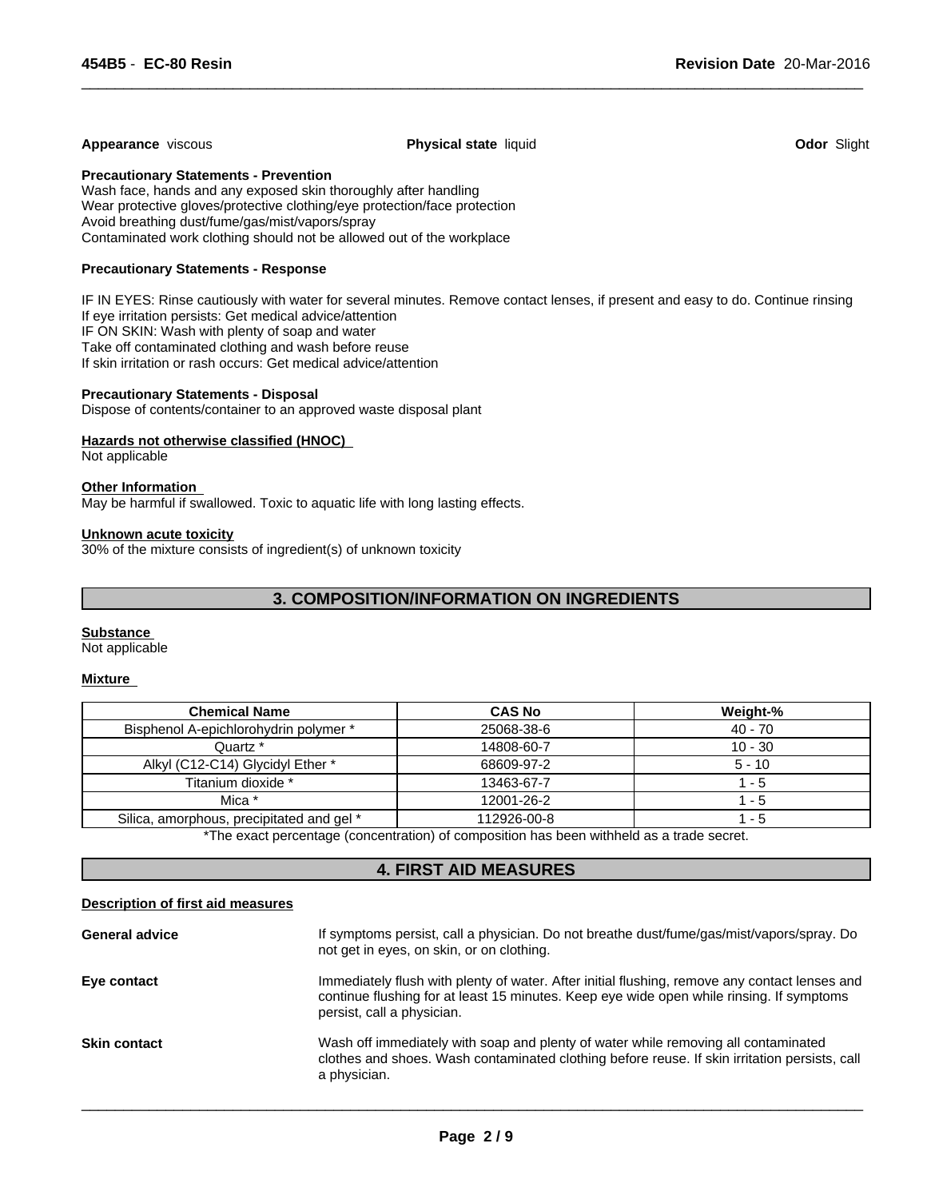**Appearance** viscous **Physical state** liquid **Odor** Slight

**Precautionary Statements - Prevention**

Wash face, hands and any exposed skin thoroughly after handling
Wear protective gloves/protective clothing/eye protection/face protection
Avoid breathing dust/fume/gas/mist/vapors/spray
Contaminated work clothing should not be allowed out of the workplace

**Precautionary Statements - Response**

IF IN EYES: Rinse cautiously with water for several minutes. Remove contact lenses, if present and easy to do. Continue rinsing
If eye irritation persists: Get medical advice/attention
IF ON SKIN: Wash with plenty of soap and water
Take off contaminated clothing and wash before reuse
If skin irritation or rash occurs: Get medical advice/attention

**Precautionary Statements - Disposal**

Dispose of contents/container to an approved waste disposal plant

**Hazards not otherwise classified (HNOC)**

Not applicable

**Other Information**

May be harmful if swallowed. Toxic to aquatic life with long lasting effects.

**Unknown acute toxicity**

30% of the mixture consists of ingredient(s) of unknown toxicity

## 3. COMPOSITION/INFORMATION ON INGREDIENTS

**Substance**

Not applicable

**Mixture**

| Chemical Name | CAS No | Weight-% |
|---|---|---|
| Bisphenol A-epichlorohydrin polymer * | 25068-38-6 | 40 - 70 |
| Quartz * | 14808-60-7 | 10 - 30 |
| Alkyl (C12-C14) Glycidyl Ether * | 68609-97-2 | 5 - 10 |
| Titanium dioxide * | 13463-67-7 | 1 - 5 |
| Mica * | 12001-26-2 | 1 - 5 |
| Silica, amorphous, precipitated and gel * | 112926-00-8 | 1 - 5 |

*The exact percentage (concentration) of composition has been withheld as a trade secret.

## 4. FIRST AID MEASURES

**Description of first aid measures**

**General advice**
If symptoms persist, call a physician. Do not breathe dust/fume/gas/mist/vapors/spray. Do not get in eyes, on skin, or on clothing.

**Eye contact**
Immediately flush with plenty of water. After initial flushing, remove any contact lenses and continue flushing for at least 15 minutes. Keep eye wide open while rinsing. If symptoms persist, call a physician.

**Skin contact**
Wash off immediately with soap and plenty of water while removing all contaminated clothes and shoes. Wash contaminated clothing before reuse. If skin irritation persists, call a physician.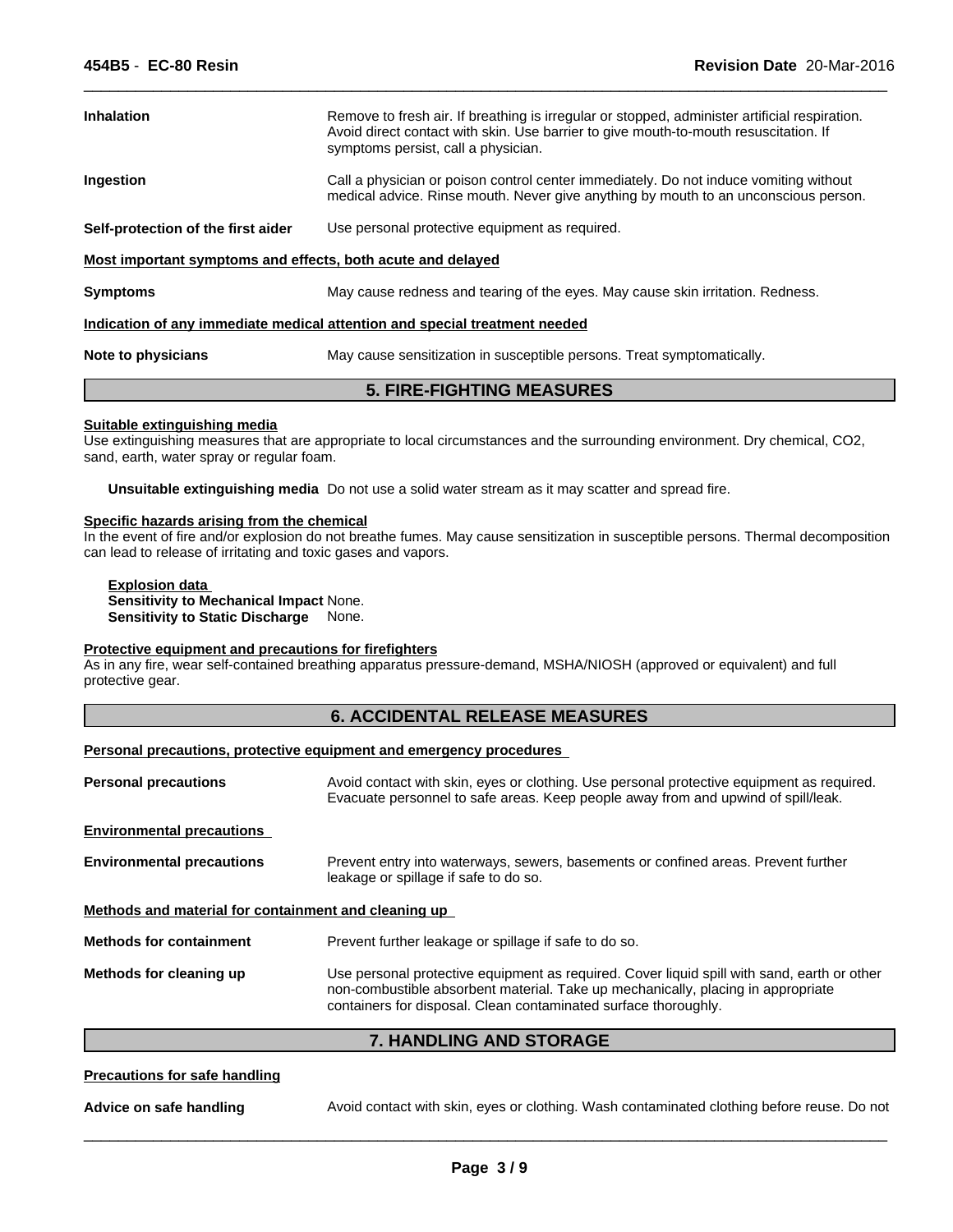**Inhalation** Remove to fresh air. If breathing is irregular or stopped, administer artificial respiration. Avoid direct contact with skin. Use barrier to give mouth-to-mouth resuscitation. If symptoms persist, call a physician.

**Ingestion** Call a physician or poison control center immediately. Do not induce vomiting without medical advice. Rinse mouth. Never give anything by mouth to an unconscious person.

**Self-protection of the first aider** Use personal protective equipment as required.

**Most important symptoms and effects, both acute and delayed**

**Symptoms** May cause redness and tearing of the eyes. May cause skin irritation. Redness.

**Indication of any immediate medical attention and special treatment needed**

**Note to physicians** May cause sensitization in susceptible persons. Treat symptomatically.

## 5. FIRE-FIGHTING MEASURES

**Suitable extinguishing media**

Use extinguishing measures that are appropriate to local circumstances and the surrounding environment. Dry chemical, $CO_2$, sand, earth, water spray or regular foam.

**Unsuitable extinguishing media** Do not use a solid water stream as it may scatter and spread fire.

**Specific hazards arising from the chemical**

In the event of fire and/or explosion do not breathe fumes. May cause sensitization in susceptible persons. Thermal decomposition can lead to release of irritating and toxic gases and vapors.

**Explosion data**

**Sensitivity to Mechanical Impact** None.

**Sensitivity to Static Discharge** None.

**Protective equipment and precautions for firefighters**

As in any fire, wear self-contained breathing apparatus pressure-demand, MSHA/NIOSH (approved or equivalent) and full protective gear.

## 6. ACCIDENTAL RELEASE MEASURES

**Personal precautions, protective equipment and emergency procedures**

**Personal precautions** Avoid contact with skin, eyes or clothing. Use personal protective equipment as required. Evacuate personnel to safe areas. Keep people away from and upwind of spill/leak.

**Environmental precautions**

**Environmental precautions** Prevent entry into waterways, sewers, basements or confined areas. Prevent further leakage or spillage if safe to do so.

**Methods and material for containment and cleaning up**

**Methods for containment** Prevent further leakage or spillage if safe to do so.

**Methods for cleaning up** Use personal protective equipment as required. Cover liquid spill with sand, earth or other non-combustible absorbent material. Take up mechanically, placing in appropriate containers for disposal. Clean contaminated surface thoroughly.

## 7. HANDLING AND STORAGE

**Precautions for safe handling**

**Advice on safe handling** Avoid contact with skin, eyes or clothing. Wash contaminated clothing before reuse. Do not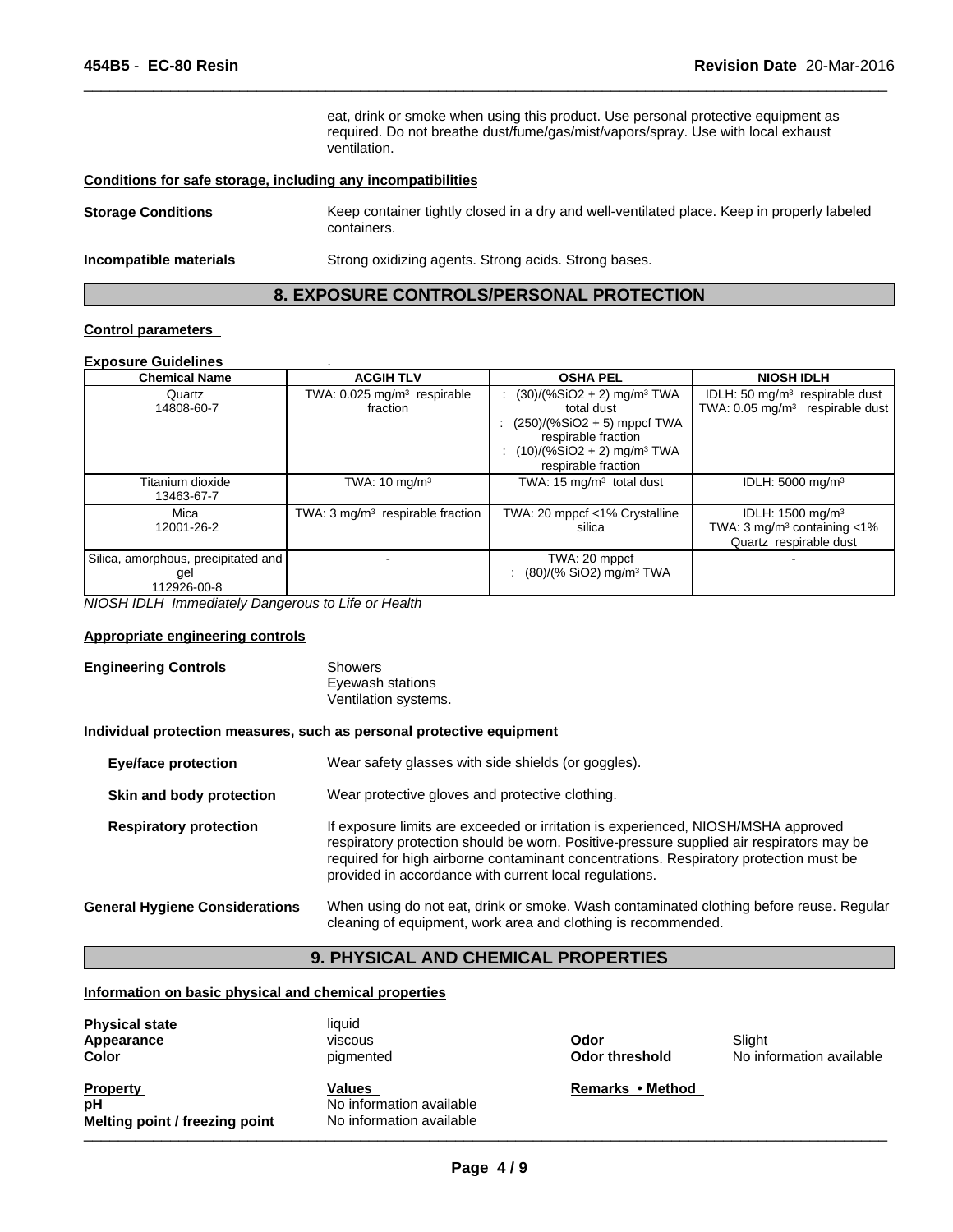eat, drink or smoke when using this product. Use personal protective equipment as required. Do not breathe dust/fume/gas/mist/vapors/spray. Use with local exhaust ventilation.

**Conditions for safe storage, including any incompatibilities**

**Storage Conditions** Keep container tightly closed in a dry and well-ventilated place. Keep in properly labeled containers.

**Incompatible materials** Strong oxidizing agents. Strong acids. Strong bases.

## 8. EXPOSURE CONTROLS/PERSONAL PROTECTION

**Control parameters**

**Exposure Guidelines** .

| Chemical Name | ACGIH TLV | OSHA PEL | NIOSH IDLH |
|---|---|---|---|
| Quartz<br>14808-60-7 | TWA: 0.025 mg/m³ respirable fraction | : (30)/(%SiO2 + 2) mg/m³ TWA total dust<br>: (250)/(%SiO2 + 5) mppcf TWA respirable fraction<br>: (10)/(%SiO2 + 2) mg/m³ TWA respirable fraction | IDLH: 50 mg/m³ respirable dust<br>TWA: 0.05 mg/m³ respirable dust |
| Titanium dioxide<br>13463-67-7 | TWA: 10 mg/m³ | TWA: 15 mg/m³ total dust | IDLH: 5000 mg/m³ |
| Mica<br>12001-26-2 | TWA: 3 mg/m³ respirable fraction | TWA: 20 mppcf <1% Crystalline silica | IDLH: 1500 mg/m³<br>TWA: 3 mg/m³ containing <1% Quartz respirable dust |
| Silica, amorphous, precipitated and gel<br>112926-00-8 | - | TWA: 20 mppcf<br>: (80)/(% SiO2) mg/m³ TWA | - |

*NIOSH IDLH Immediately Dangerous to Life or Health*

**Appropriate engineering controls**

**Engineering Controls** Showers
Eyewash stations
Ventilation systems.

**Individual protection measures, such as personal protective equipment**

**Eye/face protection** Wear safety glasses with side shields (or goggles).

**Skin and body protection** Wear protective gloves and protective clothing.

**Respiratory protection** If exposure limits are exceeded or irritation is experienced, NIOSH/MSHA approved respiratory protection should be worn. Positive-pressure supplied air respirators may be required for high airborne contaminant concentrations. Respiratory protection must be provided in accordance with current local regulations.

**General Hygiene Considerations** When using do not eat, drink or smoke. Wash contaminated clothing before reuse. Regular cleaning of equipment, work area and clothing is recommended.

## 9. PHYSICAL AND CHEMICAL PROPERTIES

**Information on basic physical and chemical properties**

| | | | |
|---|---|---|---|
| **Physical state** | liquid | | |
| **Appearance** | viscous | **Odor** | Slight |
| **Color** | pigmented | **Odor threshold** | No information available |

| **Property** | **Values** | **Remarks • Method** |
|---|---|---|
| **pH** | No information available | |
| **Melting point / freezing point** | No information available | |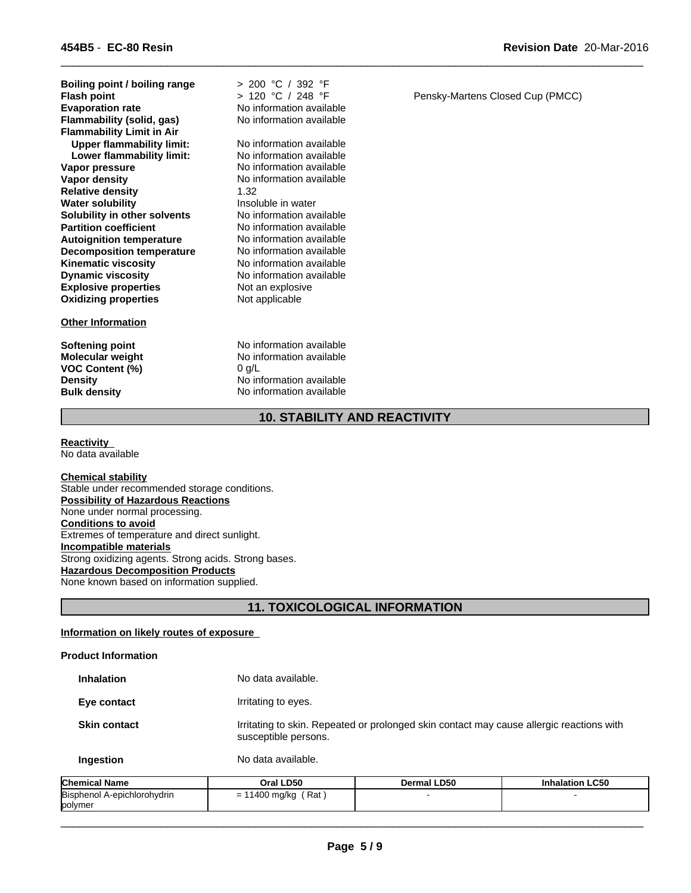| Property | Value | Remarks |
|---|---|---|
| **Boiling point / boiling range** | > 200 °C / 392 °F | |
| **Flash point** | > 120 °C / 248 °F | Pensky-Martens Closed Cup (PMCC) |
| **Evaporation rate** | No information available | |
| **Flammability (solid, gas)** | No information available | |
| **Flammability Limit in Air** | | |
| **Upper flammability limit:** | No information available | |
| **Lower flammability limit:** | No information available | |
| **Vapor pressure** | No information available | |
| **Vapor density** | No information available | |
| **Relative density** | 1.32 | |
| **Water solubility** | Insoluble in water | |
| **Solubility in other solvents** | No information available | |
| **Partition coefficient** | No information available | |
| **Autoignition temperature** | No information available | |
| **Decomposition temperature** | No information available | |
| **Kinematic viscosity** | No information available | |
| **Dynamic viscosity** | No information available | |
| **Explosive properties** | Not an explosive | |
| **Oxidizing properties** | Not applicable | |

**Other Information**

| Property | Value |
|---|---|
| **Softening point** | No information available |
| **Molecular weight** | No information available |
| **VOC Content (%)** | 0 g/L |
| **Density** | No information available |
| **Bulk density** | No information available |

## 10. STABILITY AND REACTIVITY

**Reactivity**
No data available

**Chemical stability**
Stable under recommended storage conditions.

**Possibility of Hazardous Reactions**
None under normal processing.

**Conditions to avoid**
Extremes of temperature and direct sunlight.

**Incompatible materials**
Strong oxidizing agents. Strong acids. Strong bases.

**Hazardous Decomposition Products**
None known based on information supplied.

## 11. TOXICOLOGICAL INFORMATION

**Information on likely routes of exposure**

**Product Information**

**Inhalation** No data available.

**Eye contact** Irritating to eyes.

**Skin contact** Irritating to skin. Repeated or prolonged skin contact may cause allergic reactions with susceptible persons.

**Ingestion** No data available.

| Chemical Name | Oral LD50 | Dermal LD50 | Inhalation LC50 |
|---|---|---|---|
| Bisphenol A-epichlorohydrin polymer | = 11400 mg/kg ( Rat ) | - | - |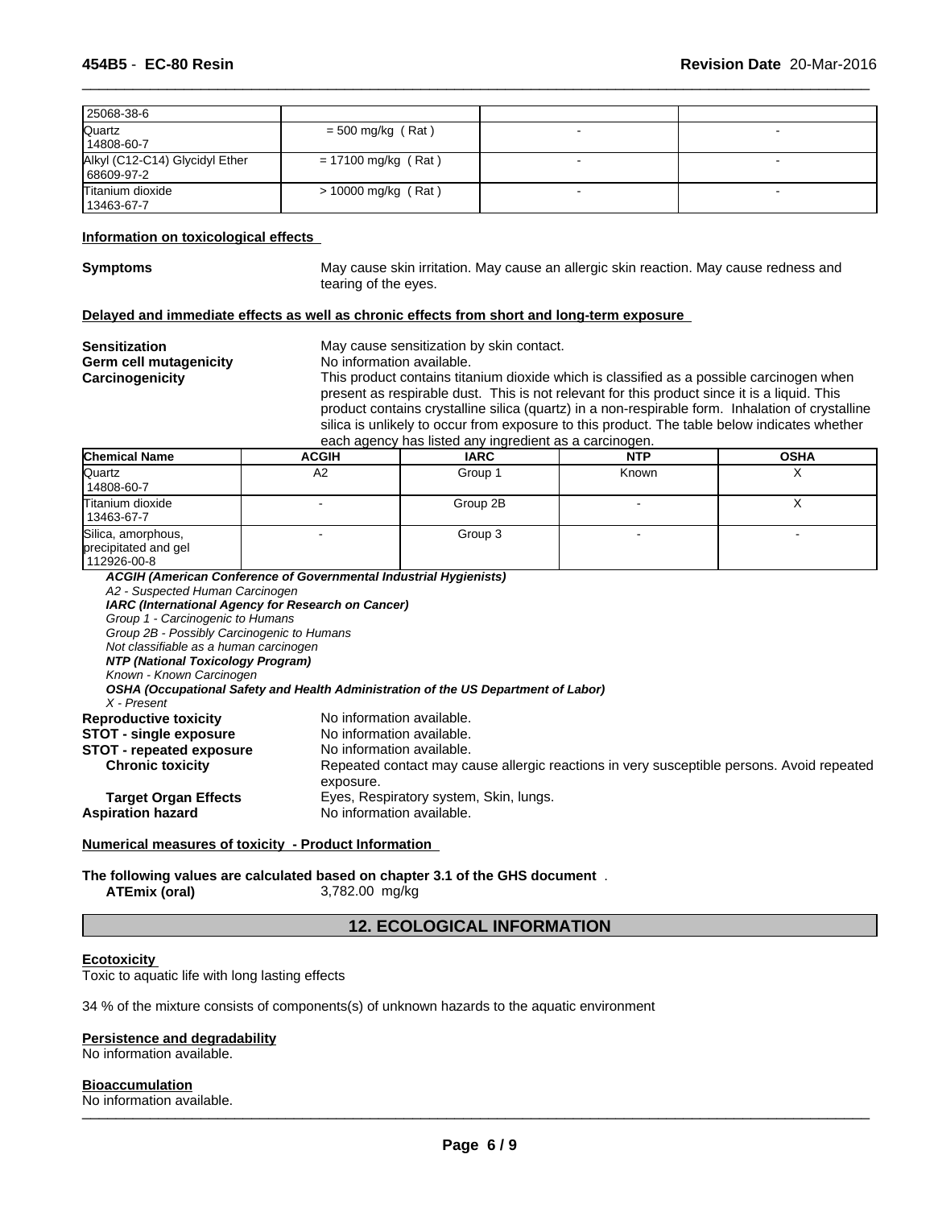| | | | |
|---|---|---|---|
| 25068-38-6 | | | |
| Quartz<br>14808-60-7 | = 500 mg/kg ( Rat ) | - | - |
| Alkyl (C12-C14) Glycidyl Ether<br>68609-97-2 | = 17100 mg/kg ( Rat ) | - | - |
| Titanium dioxide<br>13463-67-7 | > 10000 mg/kg ( Rat ) | - | - |

**Information on toxicological effects**

**Symptoms** May cause skin irritation. May cause an allergic skin reaction. May cause redness and tearing of the eyes.

**Delayed and immediate effects as well as chronic effects from short and long-term exposure**

**Sensitization** May cause sensitization by skin contact.

**Germ cell mutagenicity** No information available.

**Carcinogenicity** This product contains titanium dioxide which is classified as a possible carcinogen when present as respirable dust. This is not relevant for this product since it is a liquid. This product contains crystalline silica (quartz) in a non-respirable form. Inhalation of crystalline silica is unlikely to occur from exposure to this product. The table below indicates whether each agency has listed any ingredient as a carcinogen.

| Chemical Name | ACGIH | IARC | NTP | OSHA |
|---|---|---|---|---|
| Quartz<br>14808-60-7 | A2 | Group 1 | Known | X |
| Titanium dioxide<br>13463-67-7 | - | Group 2B | - | X |
| Silica, amorphous, precipitated and gel<br>112926-00-8 | - | Group 3 | - | - |

***ACGIH (American Conference of Governmental Industrial Hygienists)***
*A2 - Suspected Human Carcinogen*
***IARC (International Agency for Research on Cancer)***
*Group 1 - Carcinogenic to Humans*
*Group 2B - Possibly Carcinogenic to Humans*
*Not classifiable as a human carcinogen*
***NTP (National Toxicology Program)***
*Known - Known Carcinogen*
***OSHA (Occupational Safety and Health Administration of the US Department of Labor)***
*X - Present*

**Reproductive toxicity** No information available.

**STOT - single exposure** No information available.

**STOT - repeated exposure** No information available.

**Chronic toxicity** Repeated contact may cause allergic reactions in very susceptible persons. Avoid repeated exposure.

**Target Organ Effects** Eyes, Respiratory system, Skin, lungs.

**Aspiration hazard** No information available.

**Numerical measures of toxicity - Product Information**

**The following values are calculated based on chapter 3.1 of the GHS document** .

**ATEmix (oral)** 3,782.00 mg/kg

## 12. ECOLOGICAL INFORMATION

**Ecotoxicity**

Toxic to aquatic life with long lasting effects

34 % of the mixture consists of components(s) of unknown hazards to the aquatic environment

**Persistence and degradability**

No information available.

**Bioaccumulation**

No information available.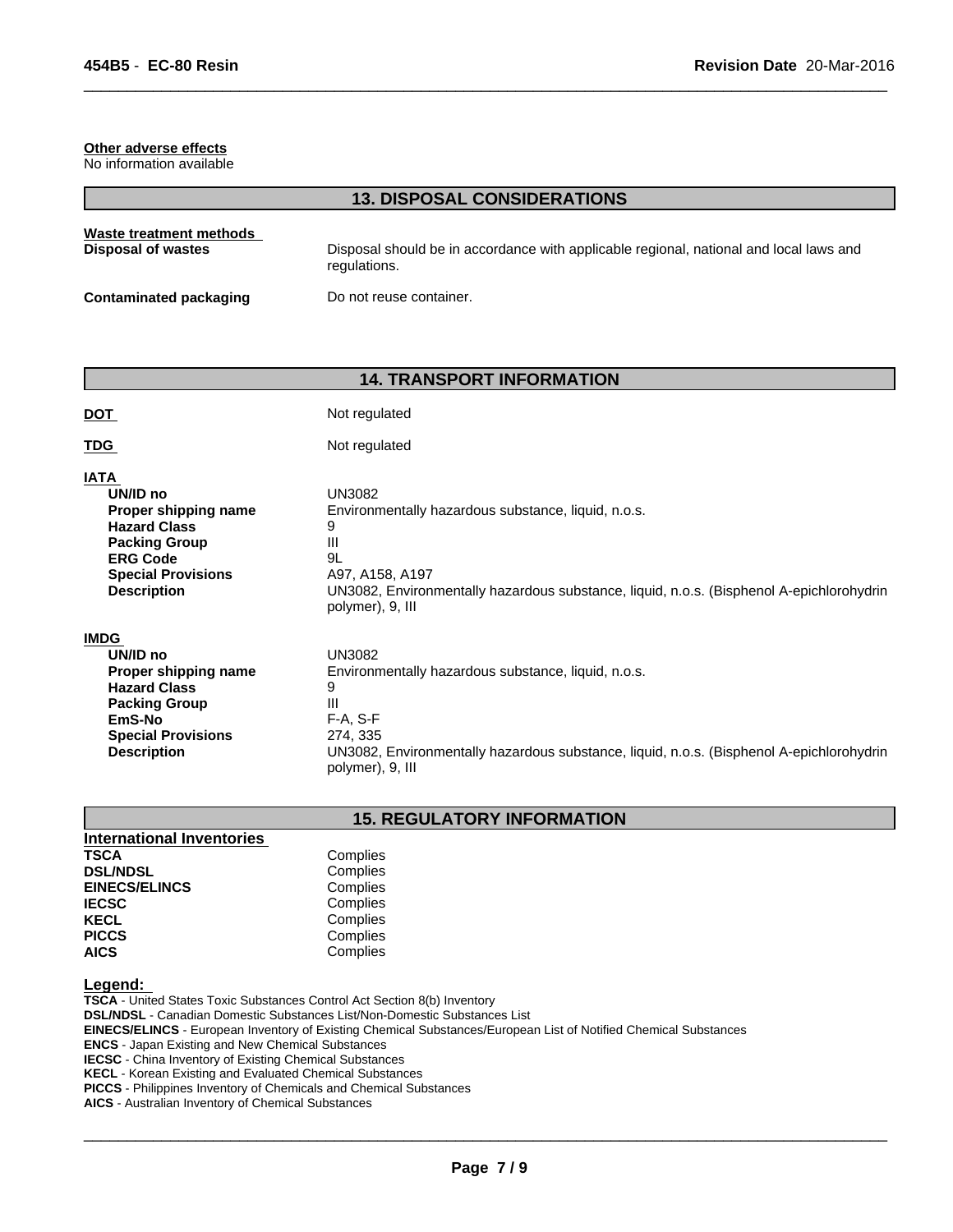**Other adverse effects**
No information available

## 13. DISPOSAL CONSIDERATIONS

**Waste treatment methods**

| | |
|---|---|
| **Disposal of wastes** | Disposal should be in accordance with applicable regional, national and local laws and regulations. |
| **Contaminated packaging** | Do not reuse container. |

## 14. TRANSPORT INFORMATION

| | |
|---|---|
| **DOT** | Not regulated |
| **TDG** | Not regulated |

**IATA**

| | |
|---|---|
| **UN/ID no** | UN3082 |
| **Proper shipping name** | Environmentally hazardous substance, liquid, n.o.s. |
| **Hazard Class** | 9 |
| **Packing Group** | III |
| **ERG Code** | 9L |
| **Special Provisions** | A97, A158, A197 |
| **Description** | UN3082, Environmentally hazardous substance, liquid, n.o.s. (Bisphenol A-epichlorohydrin polymer), 9, III |

**IMDG**

| | |
|---|---|
| **UN/ID no** | UN3082 |
| **Proper shipping name** | Environmentally hazardous substance, liquid, n.o.s. |
| **Hazard Class** | 9 |
| **Packing Group** | III |
| **EmS-No** | F-A, S-F |
| **Special Provisions** | 274, 335 |
| **Description** | UN3082, Environmentally hazardous substance, liquid, n.o.s. (Bisphenol A-epichlorohydrin polymer), 9, III |

## 15. REGULATORY INFORMATION

**International Inventories**

| | |
|---|---|
| **TSCA** | Complies |
| **DSL/NDSL** | Complies |
| **EINECS/ELINCS** | Complies |
| **IECSC** | Complies |
| **KECL** | Complies |
| **PICCS** | Complies |
| **AICS** | Complies |

**Legend:**

**TSCA** - United States Toxic Substances Control Act Section 8(b) Inventory
**DSL/NDSL** - Canadian Domestic Substances List/Non-Domestic Substances List
**EINECS/ELINCS** - European Inventory of Existing Chemical Substances/European List of Notified Chemical Substances
**ENCS** - Japan Existing and New Chemical Substances
**IECSC** - China Inventory of Existing Chemical Substances
**KECL** - Korean Existing and Evaluated Chemical Substances
**PICCS** - Philippines Inventory of Chemicals and Chemical Substances
**AICS** - Australian Inventory of Chemical Substances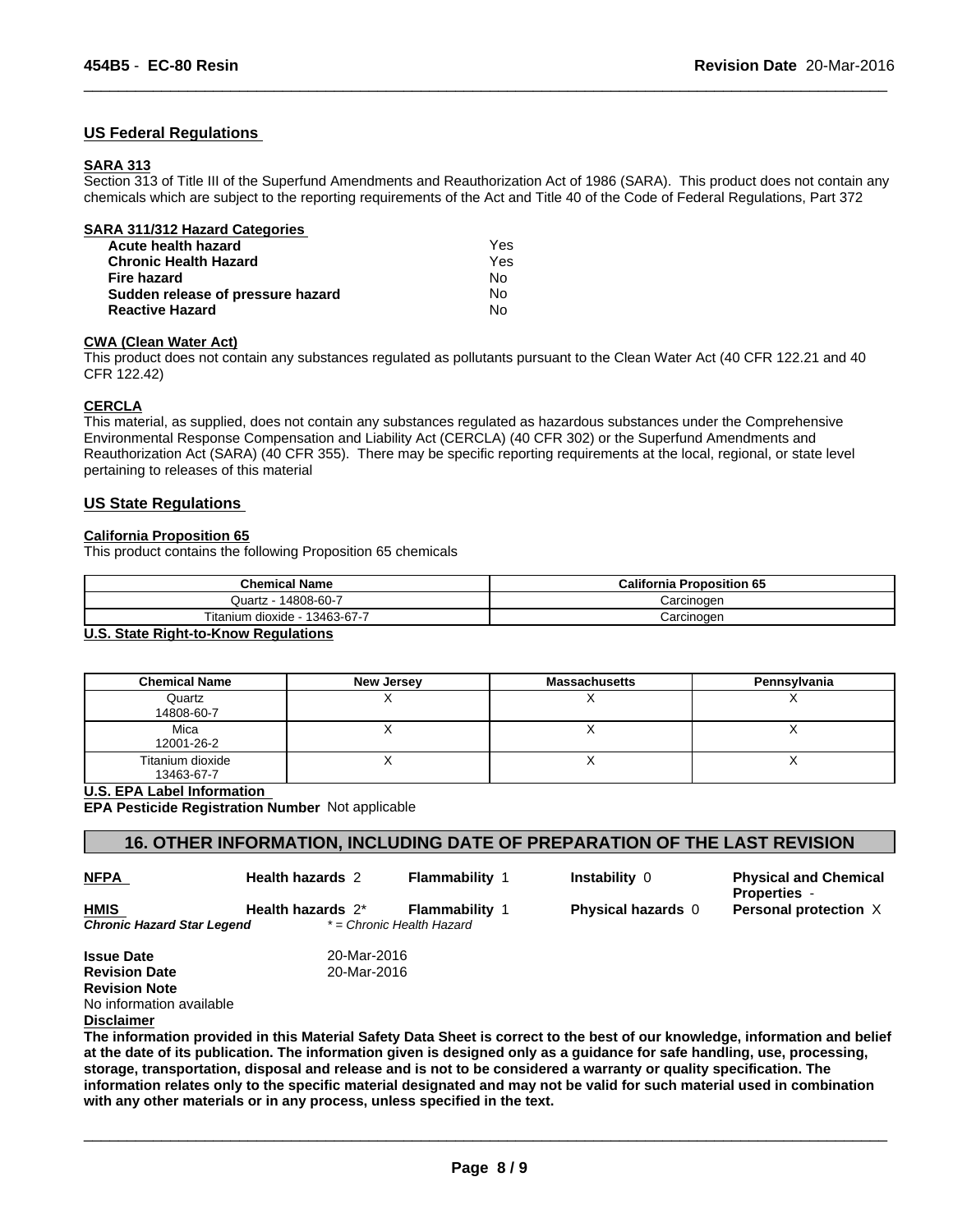## US Federal Regulations

### SARA 313

Section 313 of Title III of the Superfund Amendments and Reauthorization Act of 1986 (SARA). This product does not contain any chemicals which are subject to the reporting requirements of the Act and Title 40 of the Code of Federal Regulations, Part 372

### SARA 311/312 Hazard Categories

| | |
|---|---|
| **Acute health hazard** | Yes |
| **Chronic Health Hazard** | Yes |
| **Fire hazard** | No |
| **Sudden release of pressure hazard** | No |
| **Reactive Hazard** | No |

### CWA (Clean Water Act)

This product does not contain any substances regulated as pollutants pursuant to the Clean Water Act (40 CFR 122.21 and 40 CFR 122.42)

### CERCLA

This material, as supplied, does not contain any substances regulated as hazardous substances under the Comprehensive Environmental Response Compensation and Liability Act (CERCLA) (40 CFR 302) or the Superfund Amendments and Reauthorization Act (SARA) (40 CFR 355). There may be specific reporting requirements at the local, regional, or state level pertaining to releases of this material

## US State Regulations

### California Proposition 65

This product contains the following Proposition 65 chemicals

| Chemical Name | California Proposition 65 |
|---|---|
| Quartz - 14808-60-7 | Carcinogen |
| Titanium dioxide - 13463-67-7 | Carcinogen |

### U.S. State Right-to-Know Regulations

| Chemical Name | New Jersey | Massachusetts | Pennsylvania |
|---|---|---|---|
| Quartz 14808-60-7 | X | X | X |
| Mica 12001-26-2 | X | X | X |
| Titanium dioxide 13463-67-7 | X | X | X |

### U.S. EPA Label Information

**EPA Pesticide Registration Number** Not applicable

## 16. OTHER INFORMATION, INCLUDING DATE OF PREPARATION OF THE LAST REVISION

| | | | | |
|---|---|---|---|---|
| **NFPA** | **Health hazards** 2 | **Flammability** 1 | **Instability** 0 | **Physical and Chemical Properties** - |
| **HMIS** | **Health hazards** 2* | **Flammability** 1 | **Physical hazards** 0 | **Personal protection** X |
| ***Chronic Hazard Star Legend*** | *\* = Chronic Health Hazard* | | | |

**Issue Date** 20-Mar-2016
**Revision Date** 20-Mar-2016
**Revision Note**
No information available

**Disclaimer**

**The information provided in this Material Safety Data Sheet is correct to the best of our knowledge, information and belief at the date of its publication. The information given is designed only as a guidance for safe handling, use, processing, storage, transportation, disposal and release and is not to be considered a warranty or quality specification. The information relates only to the specific material designated and may not be valid for such material used in combination with any other materials or in any process, unless specified in the text.**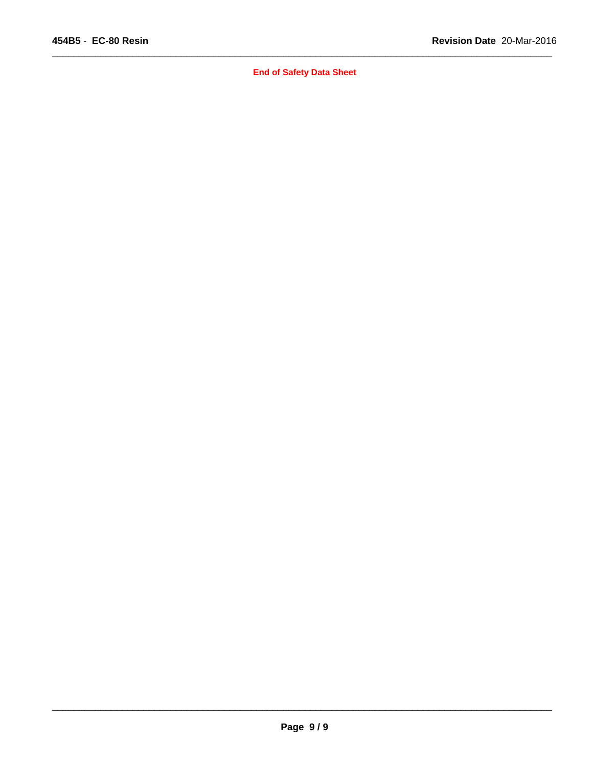**End of Safety Data Sheet**